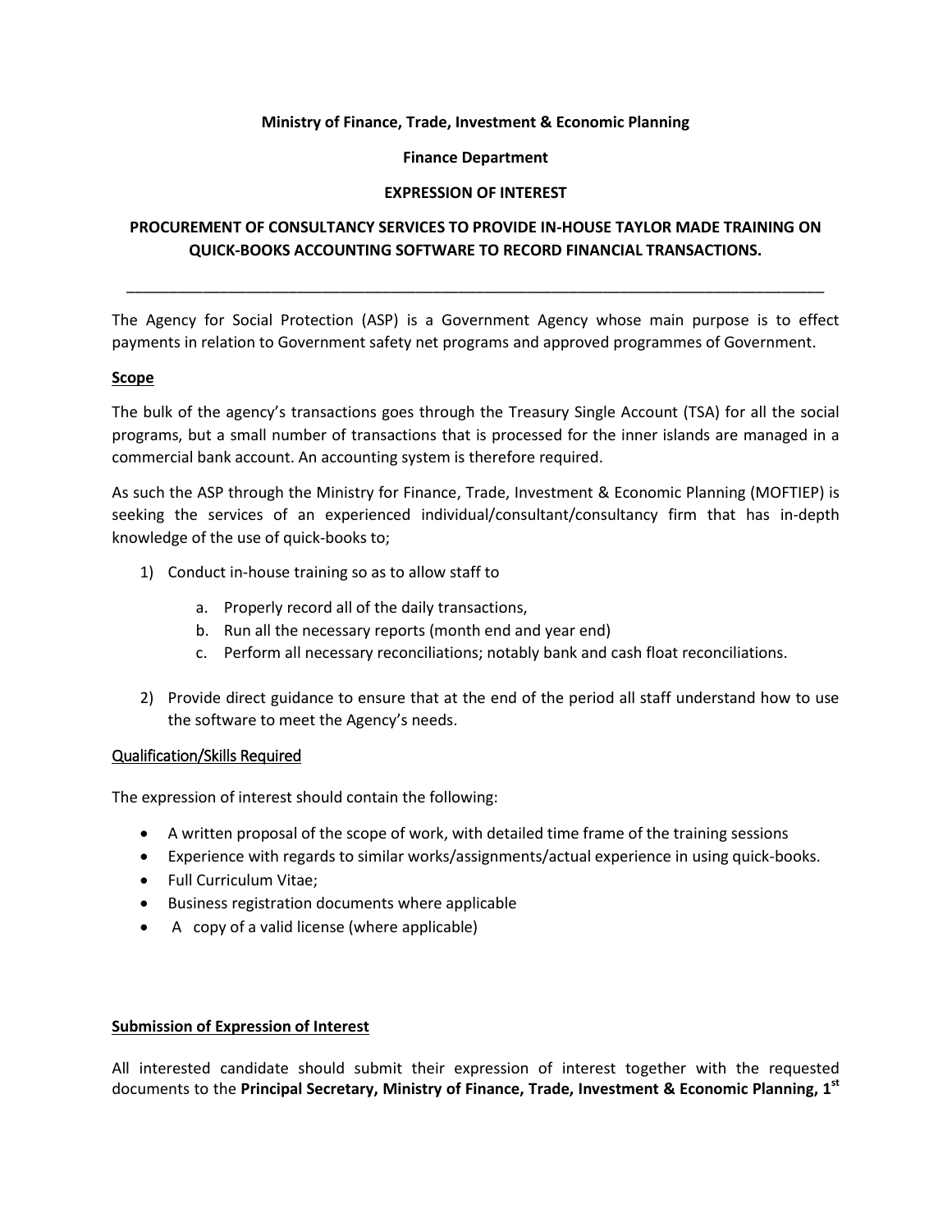**Ministry of Finance, Trade, Investment & Economic Planning**

**Finance Department**

**EXPRESSION OF INTEREST**

**PROCUREMENT OF CONSULTANCY SERVICES TO PROVIDE IN-HOUSE TAYLOR MADE TRAINING ON QUICK-BOOKS ACCOUNTING SOFTWARE TO RECORD FINANCIAL TRANSACTIONS.**

---

The Agency for Social Protection (ASP) is a Government Agency whose main purpose is to effect payments in relation to Government safety net programs and approved programmes of Government.

**Scope**

The bulk of the agency's transactions goes through the Treasury Single Account (TSA) for all the social programs, but a small number of transactions that is processed for the inner islands are managed in a commercial bank account. An accounting system is therefore required.

As such the ASP through the Ministry for Finance, Trade, Investment & Economic Planning (MOFTIEP) is seeking the services of an experienced individual/consultant/consultancy firm that has in-depth knowledge of the use of quick-books to;

1) Conduct in-house training so as to allow staff to
   a. Properly record all of the daily transactions,
   b. Run all the necessary reports (month end and year end)
   c. Perform all necessary reconciliations; notably bank and cash float reconciliations.

2) Provide direct guidance to ensure that at the end of the period all staff understand how to use the software to meet the Agency's needs.

Qualification/Skills Required

The expression of interest should contain the following:

- A written proposal of the scope of work, with detailed time frame of the training sessions
- Experience with regards to similar works/assignments/actual experience in using quick-books.
- Full Curriculum Vitae;
- Business registration documents where applicable
- A copy of a valid license (where applicable)

**Submission of Expression of Interest**

All interested candidate should submit their expression of interest together with the requested documents to the **Principal Secretary, Ministry of Finance, Trade, Investment & Economic Planning, 1st**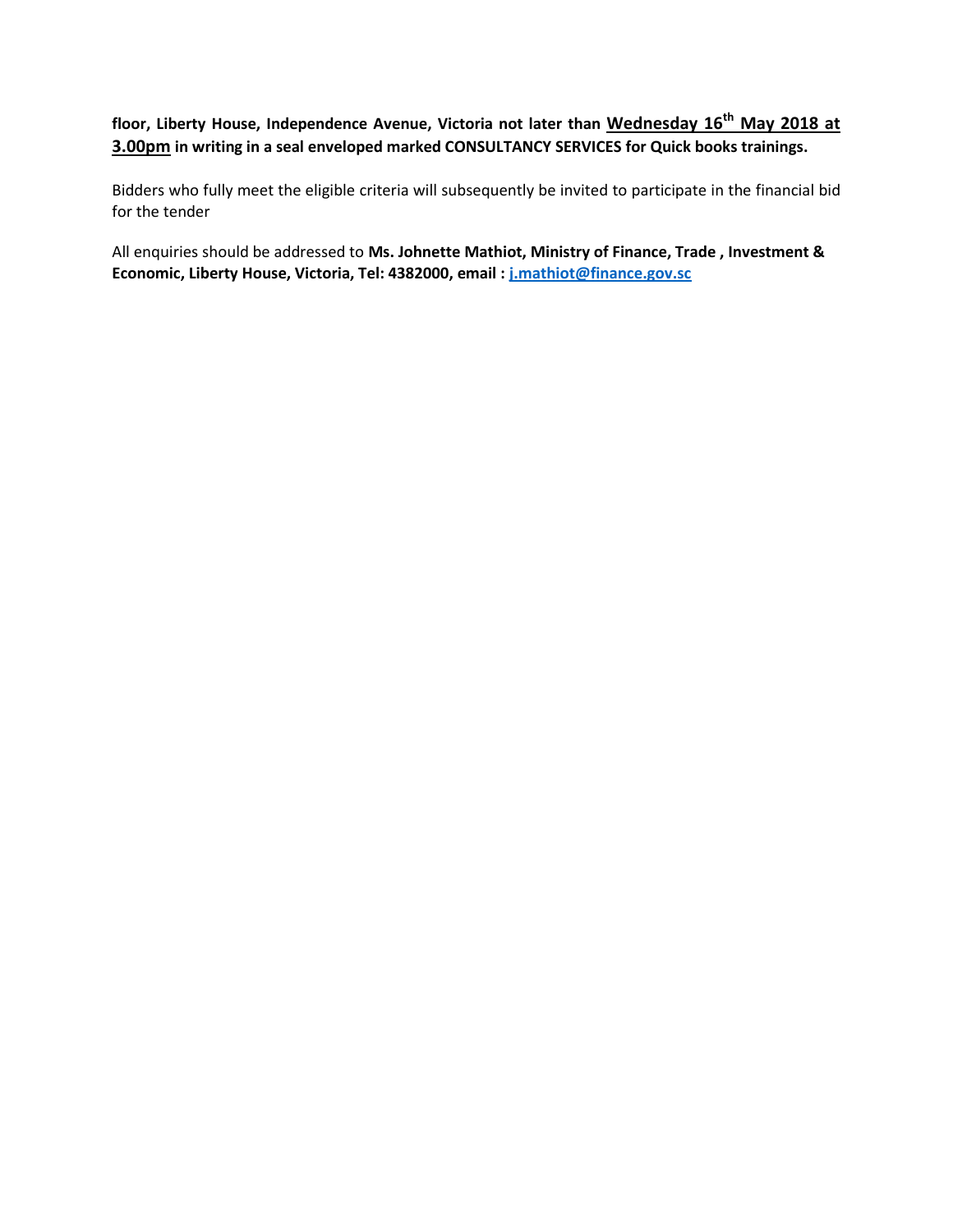**floor, Liberty House, Independence Avenue, Victoria not later than <u>Wednesday 16th May 2018 at 3.00pm</u> in writing in a seal enveloped marked CONSULTANCY SERVICES for Quick books trainings.**

Bidders who fully meet the eligible criteria will subsequently be invited to participate in the financial bid for the tender

All enquiries should be addressed to **Ms. Johnette Mathiot, Ministry of Finance, Trade , Investment & Economic, Liberty House, Victoria, Tel: 4382000, email : [j.mathiot@finance.gov.sc](mailto:j.mathiot@finance.gov.sc)**